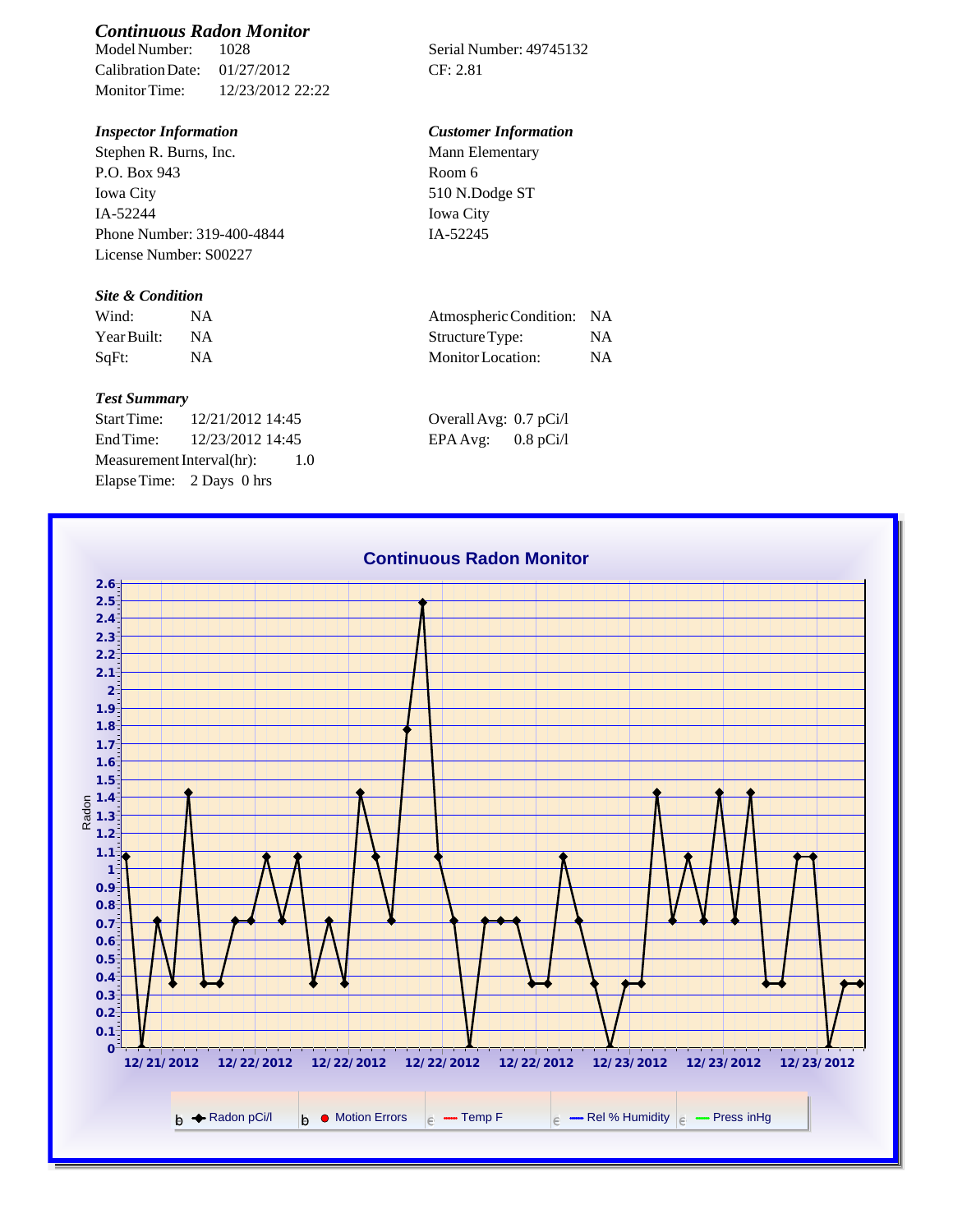## *Continuous Radon Monitor*

| | | | |
|---|---|---|---|
| Model Number: | 1028 | Serial Number: 49745132 | |
| Calibration Date: | 01/27/2012 | CF: 2.81 | |
| Monitor Time: | 12/23/2012 22:22 | | |

### *Inspector Information*

Stephen R. Burns, Inc.
P.O. Box 943
Iowa City
IA-52244
Phone Number: 319-400-4844
License Number: S00227

### *Customer Information*

Mann Elementary
Room 6
510 N.Dodge ST
Iowa City
IA-52245

### *Site & Condition*

| | | | |
|---|---|---|---|
| Wind: | NA | Atmospheric Condition: | NA |
| Year Built: | NA | Structure Type: | NA |
| SqFt: | NA | Monitor Location: | NA |

### *Test Summary*

| | | | |
|---|---|---|---|
| Start Time: | 12/21/2012 14:45 | Overall Avg: | 0.7 pCi/l |
| End Time: | 12/23/2012 14:45 | EPA Avg: | 0.8 pCi/l |
| Measurement Interval(hr): | 1.0 | | |
| Elapse Time: | 2 Days 0 hrs | | |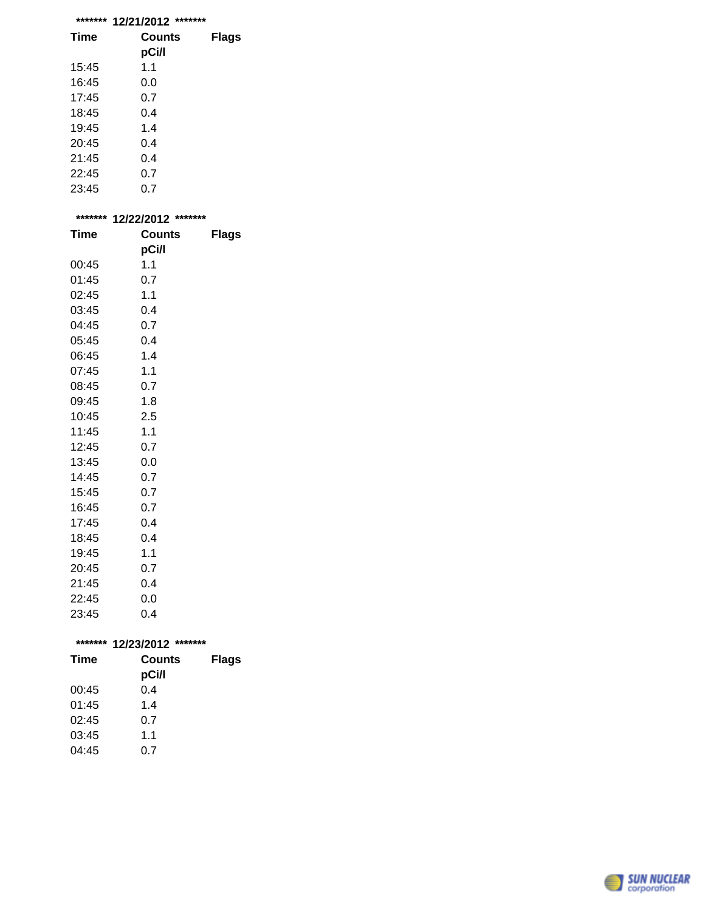**\*\*\*\*\*\*\* 12/21/2012 \*\*\*\*\*\*\***

| Time | Counts pCi/l | Flags |
|---|---|---|
| 15:45 | 1.1 | |
| 16:45 | 0.0 | |
| 17:45 | 0.7 | |
| 18:45 | 0.4 | |
| 19:45 | 1.4 | |
| 20:45 | 0.4 | |
| 21:45 | 0.4 | |
| 22:45 | 0.7 | |
| 23:45 | 0.7 | |

**\*\*\*\*\*\*\* 12/22/2012 \*\*\*\*\*\*\***

| Time | Counts pCi/l | Flags |
|---|---|---|
| 00:45 | 1.1 | |
| 01:45 | 0.7 | |
| 02:45 | 1.1 | |
| 03:45 | 0.4 | |
| 04:45 | 0.7 | |
| 05:45 | 0.4 | |
| 06:45 | 1.4 | |
| 07:45 | 1.1 | |
| 08:45 | 0.7 | |
| 09:45 | 1.8 | |
| 10:45 | 2.5 | |
| 11:45 | 1.1 | |
| 12:45 | 0.7 | |
| 13:45 | 0.0 | |
| 14:45 | 0.7 | |
| 15:45 | 0.7 | |
| 16:45 | 0.7 | |
| 17:45 | 0.4 | |
| 18:45 | 0.4 | |
| 19:45 | 1.1 | |
| 20:45 | 0.7 | |
| 21:45 | 0.4 | |
| 22:45 | 0.0 | |
| 23:45 | 0.4 | |

**\*\*\*\*\*\*\* 12/23/2012 \*\*\*\*\*\*\***

| Time | Counts pCi/l | Flags |
|---|---|---|
| 00:45 | 0.4 | |
| 01:45 | 1.4 | |
| 02:45 | 0.7 | |
| 03:45 | 1.1 | |
| 04:45 | 0.7 | |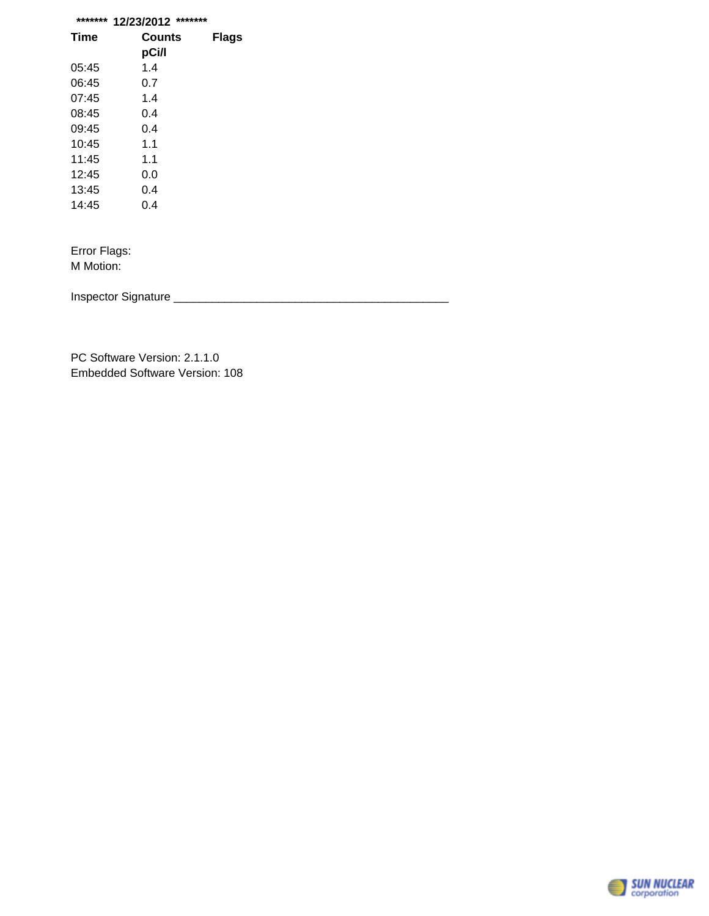**\*\*\*\*\*\*\* 12/23/2012 \*\*\*\*\*\*\***

| Time | Counts pCi/l | Flags |
|---|---|---|
| 05:45 | 1.4 | |
| 06:45 | 0.7 | |
| 07:45 | 1.4 | |
| 08:45 | 0.4 | |
| 09:45 | 0.4 | |
| 10:45 | 1.1 | |
| 11:45 | 1.1 | |
| 12:45 | 0.0 | |
| 13:45 | 0.4 | |
| 14:45 | 0.4 | |

Error Flags:
M Motion:

Inspector Signature ___________________________________________

PC Software Version: 2.1.1.0
Embedded Software Version: 108

SUN NUCLEAR corporation